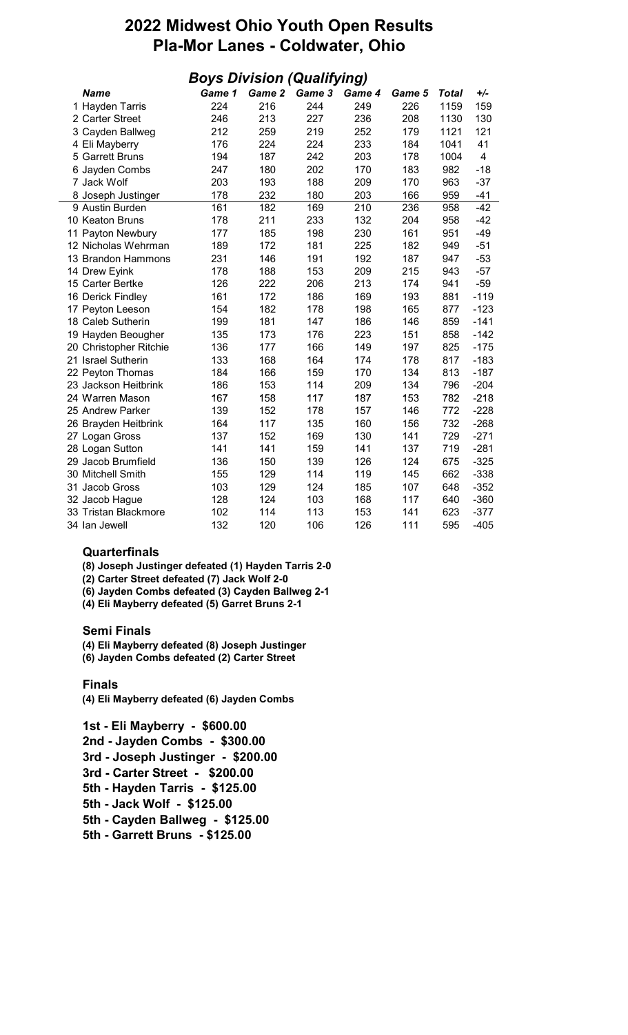# 2022 Midwest Ohio Youth Open Results
# Pla-Mor Lanes - Coldwater, Ohio

## *Boys Division (Qualifying)*

| | *Name* | *Game 1* | *Game 2* | *Game 3* | *Game 4* | *Game 5* | *Total* | *+/-* |
|---|---|---|---|---|---|---|---|---|
| 1 | Hayden Tarris | 224 | 216 | 244 | 249 | 226 | 1159 | 159 |
| 2 | Carter Street | 246 | 213 | 227 | 236 | 208 | 1130 | 130 |
| 3 | Cayden Ballweg | 212 | 259 | 219 | 252 | 179 | 1121 | 121 |
| 4 | Eli Mayberry | 176 | 224 | 224 | 233 | 184 | 1041 | 41 |
| 5 | Garrett Bruns | 194 | 187 | 242 | 203 | 178 | 1004 | 4 |
| 6 | Jayden Combs | 247 | 180 | 202 | 170 | 183 | 982 | -18 |
| 7 | Jack Wolf | 203 | 193 | 188 | 209 | 170 | 963 | -37 |
| 8 | Joseph Justinger | 178 | 232 | 180 | 203 | 166 | 959 | -41 |
| 9 | Austin Burden | 161 | 182 | 169 | 210 | 236 | 958 | -42 |
| 10 | Keaton Bruns | 178 | 211 | 233 | 132 | 204 | 958 | -42 |
| 11 | Payton Newbury | 177 | 185 | 198 | 230 | 161 | 951 | -49 |
| 12 | Nicholas Wehrman | 189 | 172 | 181 | 225 | 182 | 949 | -51 |
| 13 | Brandon Hammons | 231 | 146 | 191 | 192 | 187 | 947 | -53 |
| 14 | Drew Eyink | 178 | 188 | 153 | 209 | 215 | 943 | -57 |
| 15 | Carter Bertke | 126 | 222 | 206 | 213 | 174 | 941 | -59 |
| 16 | Derick Findley | 161 | 172 | 186 | 169 | 193 | 881 | -119 |
| 17 | Peyton Leeson | 154 | 182 | 178 | 198 | 165 | 877 | -123 |
| 18 | Caleb Sutherin | 199 | 181 | 147 | 186 | 146 | 859 | -141 |
| 19 | Hayden Beougher | 135 | 173 | 176 | 223 | 151 | 858 | -142 |
| 20 | Christopher Ritchie | 136 | 177 | 166 | 149 | 197 | 825 | -175 |
| 21 | Israel Sutherin | 133 | 168 | 164 | 174 | 178 | 817 | -183 |
| 22 | Peyton Thomas | 184 | 166 | 159 | 170 | 134 | 813 | -187 |
| 23 | Jackson Heitbrink | 186 | 153 | 114 | 209 | 134 | 796 | -204 |
| 24 | Warren Mason | 167 | 158 | 117 | 187 | 153 | 782 | -218 |
| 25 | Andrew Parker | 139 | 152 | 178 | 157 | 146 | 772 | -228 |
| 26 | Brayden Heitbrink | 164 | 117 | 135 | 160 | 156 | 732 | -268 |
| 27 | Logan Gross | 137 | 152 | 169 | 130 | 141 | 729 | -271 |
| 28 | Logan Sutton | 141 | 141 | 159 | 141 | 137 | 719 | -281 |
| 29 | Jacob Brumfield | 136 | 150 | 139 | 126 | 124 | 675 | -325 |
| 30 | Mitchell Smith | 155 | 129 | 114 | 119 | 145 | 662 | -338 |
| 31 | Jacob Gross | 103 | 129 | 124 | 185 | 107 | 648 | -352 |
| 32 | Jacob Hague | 128 | 124 | 103 | 168 | 117 | 640 | -360 |
| 33 | Tristan Blackmore | 102 | 114 | 113 | 153 | 141 | 623 | -377 |
| 34 | Ian Jewell | 132 | 120 | 106 | 126 | 111 | 595 | -405 |

**Quarterfinals**

**(8) Joseph Justinger defeated (1) Hayden Tarris 2-0**
**(2) Carter Street defeated (7) Jack Wolf 2-0**
**(6) Jayden Combs defeated (3) Cayden Ballweg 2-1**
**(4) Eli Mayberry defeated (5) Garret Bruns 2-1**

**Semi Finals**

**(4) Eli Mayberry defeated (8) Joseph Justinger**
**(6) Jayden Combs defeated (2) Carter Street**

**Finals**

**(4) Eli Mayberry defeated (6) Jayden Combs**

**1st - Eli Mayberry - $600.00**
**2nd - Jayden Combs - $300.00**
**3rd - Joseph Justinger - $200.00**
**3rd - Carter Street - $200.00**
**5th - Hayden Tarris - $125.00**
**5th - Jack Wolf - $125.00**
**5th - Cayden Ballweg - $125.00**
**5th - Garrett Bruns - $125.00**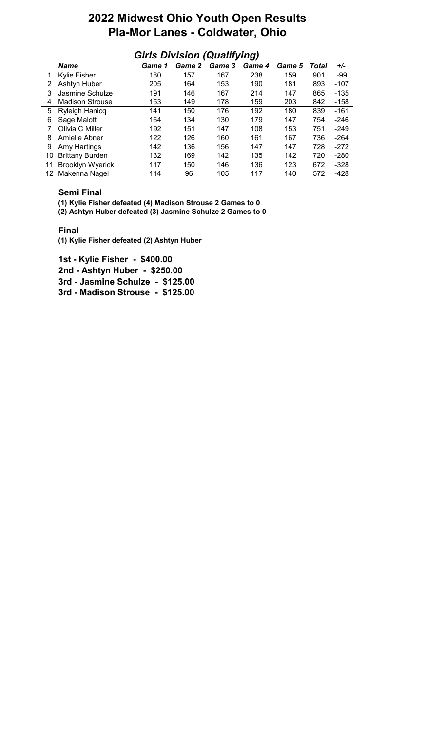# 2022 Midwest Ohio Youth Open Results
# Pla-Mor Lanes - Coldwater, Ohio

## *Girls Division (Qualifying)*

| | *Name* | *Game 1* | *Game 2* | *Game 3* | *Game 4* | *Game 5* | *Total* | *+/-* |
|---|---|---|---|---|---|---|---|---|
| 1 | Kylie Fisher | 180 | 157 | 167 | 238 | 159 | 901 | -99 |
| 2 | Ashtyn Huber | 205 | 164 | 153 | 190 | 181 | 893 | -107 |
| 3 | Jasmine Schulze | 191 | 146 | 167 | 214 | 147 | 865 | -135 |
| 4 | Madison Strouse | 153 | 149 | 178 | 159 | 203 | 842 | -158 |
| 5 | Ryleigh Hanicq | 141 | 150 | 176 | 192 | 180 | 839 | -161 |
| 6 | Sage Malott | 164 | 134 | 130 | 179 | 147 | 754 | -246 |
| 7 | Olivia C Miller | 192 | 151 | 147 | 108 | 153 | 751 | -249 |
| 8 | Amielle Abner | 122 | 126 | 160 | 161 | 167 | 736 | -264 |
| 9 | Amy Hartings | 142 | 136 | 156 | 147 | 147 | 728 | -272 |
| 10 | Brittany Burden | 132 | 169 | 142 | 135 | 142 | 720 | -280 |
| 11 | Brooklyn Wyerick | 117 | 150 | 146 | 136 | 123 | 672 | -328 |
| 12 | Makenna Nagel | 114 | 96 | 105 | 117 | 140 | 572 | -428 |

### Semi Final

**(1) Kylie Fisher defeated (4) Madison Strouse 2 Games to 0**

**(2) Ashtyn Huber defeated (3) Jasmine Schulze 2 Games to 0**

### Final

**(1) Kylie Fisher defeated (2) Ashtyn Huber**

**1st - Kylie Fisher - $400.00**

**2nd - Ashtyn Huber - $250.00**

**3rd - Jasmine Schulze - $125.00**

**3rd - Madison Strouse - $125.00**